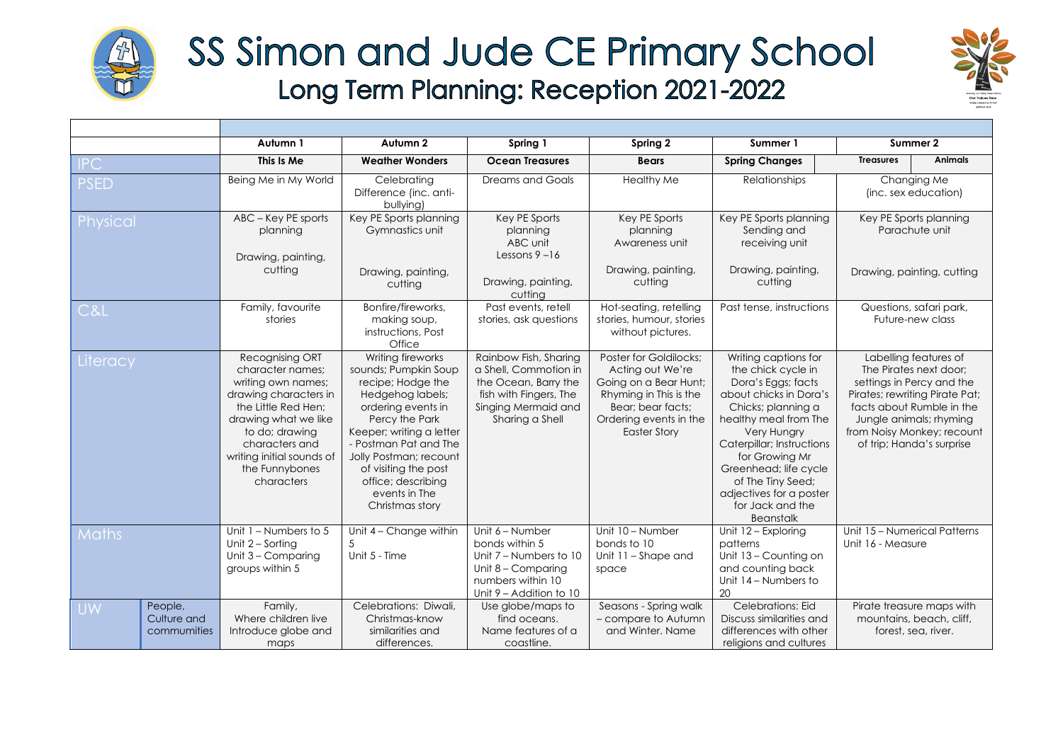# SS Simon and Jude CE Primary School

## Long Term Planning: Reception 2021-2022

| | | Autumn 1 | Autumn 2 | Spring 1 | Spring 2 | Summer 1 | Summer 2 | |
|---|---|---|---|---|---|---|---|---|
| IPC | | This Is Me | Weather Wonders | Ocean Treasures | Bears | Spring Changes | Treasures | Animals |
| PSED | | Being Me in My World | Celebrating Difference (inc. anti-bullying) | Dreams and Goals | Healthy Me | Relationships | Changing Me (inc. sex education) | |
| Physical | | ABC – Key PE sports planning<br><br>Drawing, painting, cutting | Key PE Sports planning Gymnastics unit<br><br>Drawing, painting, cutting | Key PE Sports planning ABC unit Lessons 9 –16<br><br>Drawing, painting, cutting | Key PE Sports planning Awareness unit<br><br>Drawing, painting, cutting | Key PE Sports planning Sending and receiving unit<br><br>Drawing, painting, cutting | Key PE Sports planning Parachute unit<br><br>Drawing, painting, cutting | |
| C&L | | Family, favourite stories | Bonfire/fireworks, making soup, instructions, Post Office | Past events, retell stories, ask questions | Hot-seating, retelling stories, humour, stories without pictures. | Past tense, instructions | Questions, safari park, Future-new class | |
| Literacy | | Recognising ORT character names; writing own names; drawing characters in the Little Red Hen; drawing what we like to do; drawing characters and writing initial sounds of the Funnybones characters | Writing fireworks sounds; Pumpkin Soup recipe; Hodge the Hedgehog labels; ordering events in Percy the Park Keeper; writing a letter - Postman Pat and The Jolly Postman; recount of visiting the post office; describing events in The Christmas story | Rainbow Fish, Sharing a Shell, Commotion in the Ocean, Barry the fish with Fingers, The Singing Mermaid and Sharing a Shell | Poster for Goldilocks; Acting out We're Going on a Bear Hunt; Rhyming in This is the Bear; bear facts; Ordering events in the Easter Story | Writing captions for the chick cycle in Dora's Eggs; facts about chicks in Dora's Chicks; planning a healthy meal from The Very Hungry Caterpillar; Instructions for Growing Mr Greenhead; life cycle of The Tiny Seed; adjectives for a poster for Jack and the Beanstalk | Labelling features of The Pirates next door; settings in Percy and the Pirates; rewriting Pirate Pat; facts about Rumble in the Jungle animals; rhyming from Noisy Monkey; recount of trip; Handa's surprise | |
| Maths | | Unit 1 – Numbers to 5<br>Unit 2 – Sorting<br>Unit 3 – Comparing groups within 5 | Unit 4 – Change within 5<br>Unit 5 - Time | Unit 6 – Number bonds within 5<br>Unit 7 – Numbers to 10<br>Unit 8 – Comparing numbers within 10<br>Unit 9 – Addition to 10 | Unit 10 – Number bonds to 10<br>Unit 11 – Shape and space | Unit 12 – Exploring patterns<br>Unit 13 – Counting on and counting back<br>Unit 14 – Numbers to 20 | Unit 15 – Numerical Patterns<br>Unit 16 - Measure | |
| UW | People, Culture and communities | Family, Where children live Introduce globe and maps | Celebrations: Diwali, Christmas-know similarities and differences. | Use globe/maps to find oceans. Name features of a coastline. | Seasons - Spring walk – compare to Autumn and Winter. Name | Celebrations: Eid Discuss similarities and differences with other religions and cultures | Pirate treasure maps with mountains, beach, cliff, forest, sea, river. | |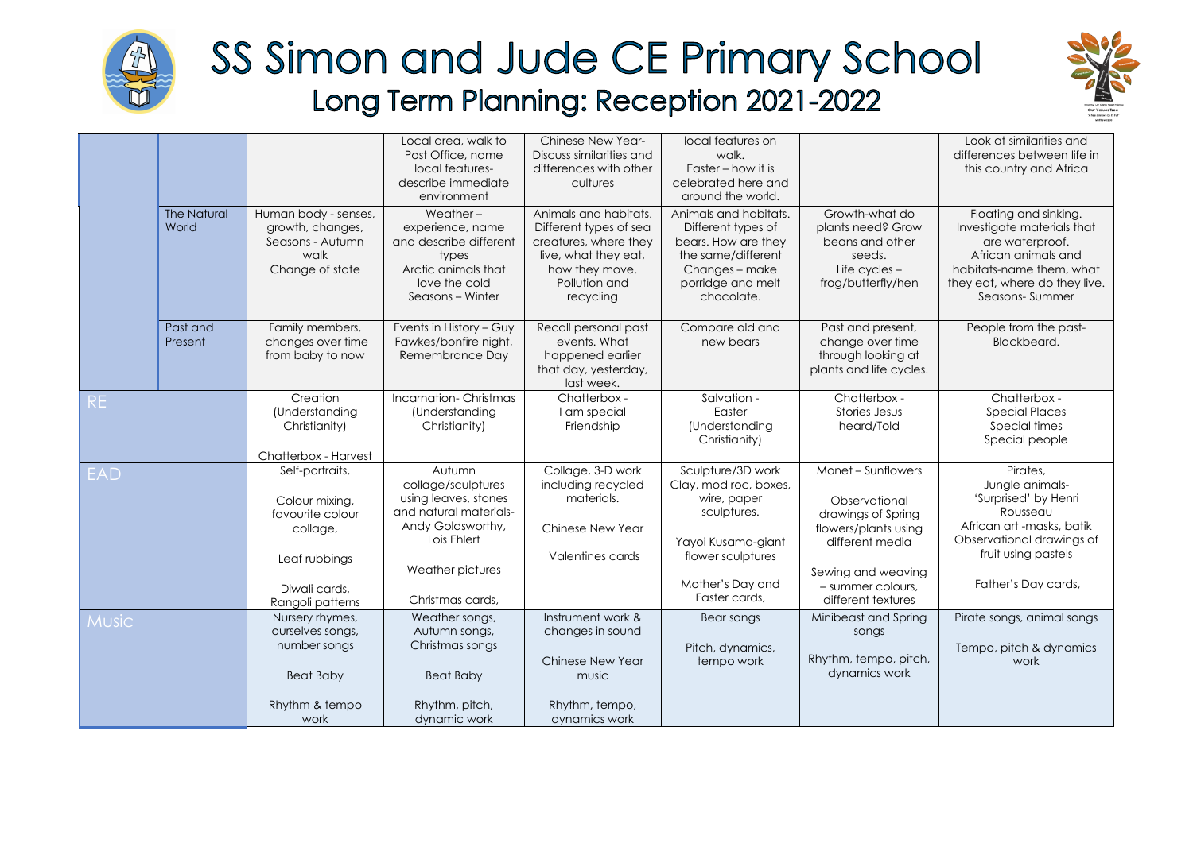# SS Simon and Jude CE Primary School

## Long Term Planning: Reception 2021-2022

| | | | | | | | |
|---|---|---|---|---|---|---|---|
| | | | Local area, walk to Post Office, name local features- describe immediate environment | Chinese New Year- Discuss similarities and differences with other cultures | local features on walk. Easter – how it is celebrated here and around the world. | | Look at similarities and differences between life in this country and Africa |
| | The Natural World | Human body - senses, growth, changes, Seasons - Autumn walk Change of state | Weather – experience, name and describe different types Arctic animals that love the cold Seasons – Winter | Animals and habitats. Different types of sea creatures, where they live, what they eat, how they move. Pollution and recycling | Animals and habitats. Different types of bears. How are they the same/different Changes – make porridge and melt chocolate. | Growth-what do plants need? Grow beans and other seeds. Life cycles – frog/butterfly/hen | Floating and sinking. Investigate materials that are waterproof. African animals and habitats-name them, what they eat, where do they live. Seasons- Summer |
| | Past and Present | Family members, changes over time from baby to now | Events in History – Guy Fawkes/bonfire night, Remembrance Day | Recall personal past events. What happened earlier that day, yesterday, last week. | Compare old and new bears | Past and present, change over time through looking at plants and life cycles. | People from the past- Blackbeard. |
| RE | | Creation (Understanding Christianity)<br><br>Chatterbox - Harvest | Incarnation- Christmas (Understanding Christianity) | Chatterbox - I am special Friendship | Salvation - Easter (Understanding Christianity) | Chatterbox - Stories Jesus heard/Told | Chatterbox - Special Places Special times Special people |
| EAD | | Self-portraits,<br><br>Colour mixing, favourite colour collage,<br><br>Leaf rubbings<br><br>Diwali cards, Rangoli patterns | Autumn collage/sculptures using leaves, stones and natural materials- Andy Goldsworthy, Lois Ehlert<br><br>Weather pictures<br><br>Christmas cards, | Collage, 3-D work including recycled materials.<br><br>Chinese New Year<br><br>Valentines cards | Sculpture/3D work Clay, mod roc, boxes, wire, paper sculptures.<br><br>Yayoi Kusama-giant flower sculptures<br><br>Mother's Day and Easter cards, | Monet – Sunflowers<br><br>Observational drawings of Spring flowers/plants using different media<br><br>Sewing and weaving – summer colours, different textures | Pirates, Jungle animals- 'Surprised' by Henri Rousseau African art -masks, batik Observational drawings of fruit using pastels<br><br>Father's Day cards, |
| Music | | Nursery rhymes, ourselves songs, number songs<br><br>Beat Baby<br><br>Rhythm & tempo work | Weather songs, Autumn songs, Christmas songs<br><br>Beat Baby<br><br>Rhythm, pitch, dynamic work | Instrument work & changes in sound<br><br>Chinese New Year music<br><br>Rhythm, tempo, dynamics work | Bear songs<br><br>Pitch, dynamics, tempo work | Minibeast and Spring songs<br><br>Rhythm, tempo, pitch, dynamics work | Pirate songs, animal songs<br><br>Tempo, pitch & dynamics work |